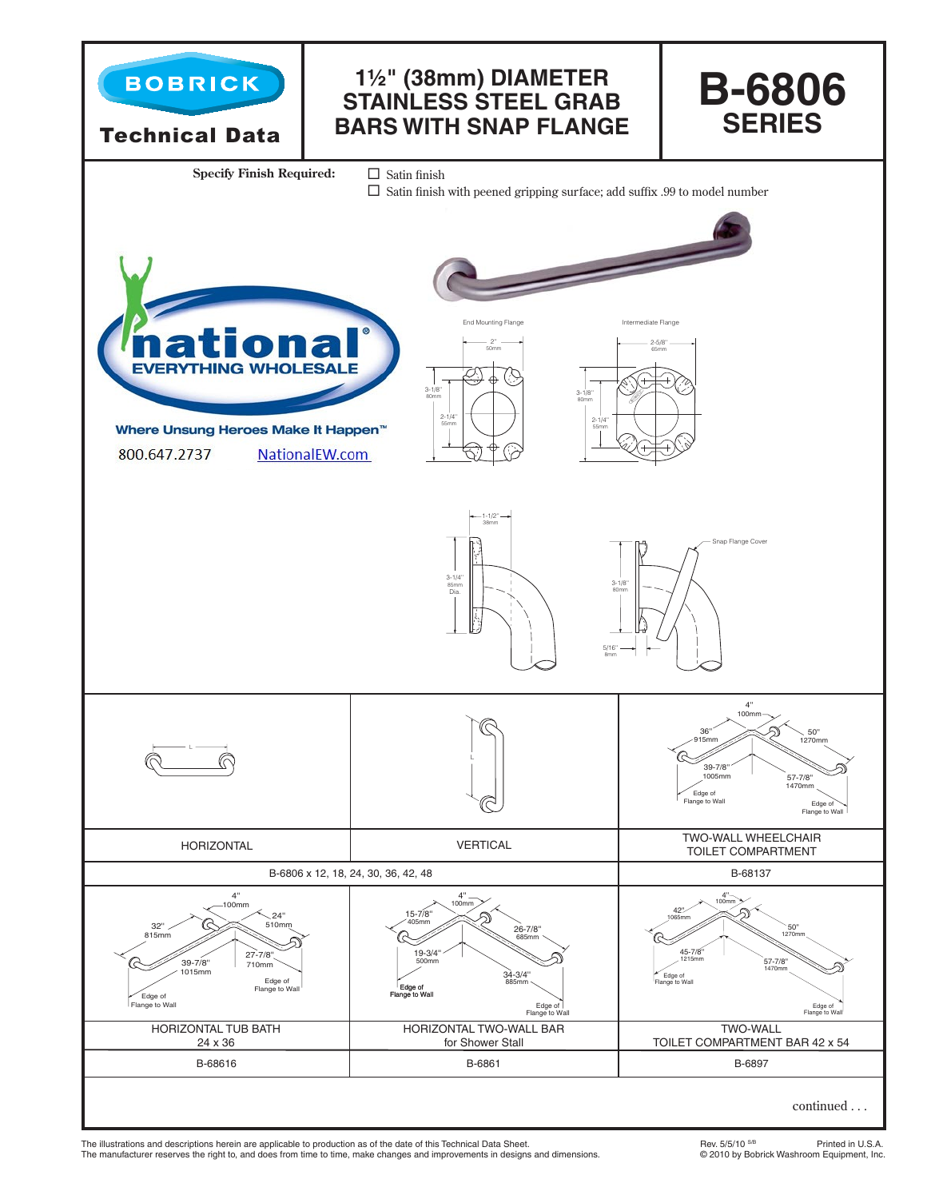**BOBRICK**

**Technical Data**

# 1½" (38mm) DIAMETER STAINLESS STEEL GRAB BARS WITH SNAP FLANGE

# B-6806 SERIES

**Specify Finish Required:**
☐ Satin finish
☐ Satin finish with peened gripping surface; add suffix .99 to model number

national® EVERYTHING WHOLESALE

Where Unsung Heroes Make It Happen™

800.647.2737 NationalEW.com

End Mounting Flange — 2" 50mm; 3-1/8" 80mm; 2-1/4" 55mm

Intermediate Flange — 2-5/8" 65mm; 3-1/8" 80mm; 2-1/4" 55mm

1-1/2" 38mm; 3-1/4" 85mm Dia.

Snap Flange Cover — 3-1/8" 80mm; 5/16" 8mm

| HORIZONTAL | VERTICAL | TWO-WALL WHEELCHAIR TOILET COMPARTMENT |
|---|---|---|
| B-6806 x 12, 18, 24, 30, 36, 42, 48 | | B-68137 |
| HORIZONTAL TUB BATH 24 x 36 | HORIZONTAL TWO-WALL BAR for Shower Stall | TWO-WALL TOILET COMPARTMENT BAR 42 x 54 |
| B-68616 | B-6861 | B-6897 |

B-68137: 4" 100mm; 36" 915mm; 50" 1270mm; 39-7/8" 1005mm; 57-7/8" 1470mm; Edge of Flange to Wall

B-68616: 4" 100mm; 32" 815mm; 24" 510mm; 39-7/8" 1015mm; 27-7/8" 710mm; Edge of Flange to Wall

B-6861: 4" 100mm; 15-7/8" 405mm; 26-7/8" 685mm; 19-3/4" 500mm; 34-3/4" 885mm; Edge of Flange to Wall

B-6897: 4" 100mm; 42" 1065mm; 50" 1270mm; 45-7/8" 1215mm; 57-7/8" 1470mm; Edge of Flange to Wall

continued . . .

The illustrations and descriptions herein are applicable to production as of the date of this Technical Data Sheet.
The manufacturer reserves the right to, and does from time to time, make changes and improvements in designs and dimensions.

Rev. 5/5/10 S/B Printed in U.S.A.
© 2010 by Bobrick Washroom Equipment, Inc.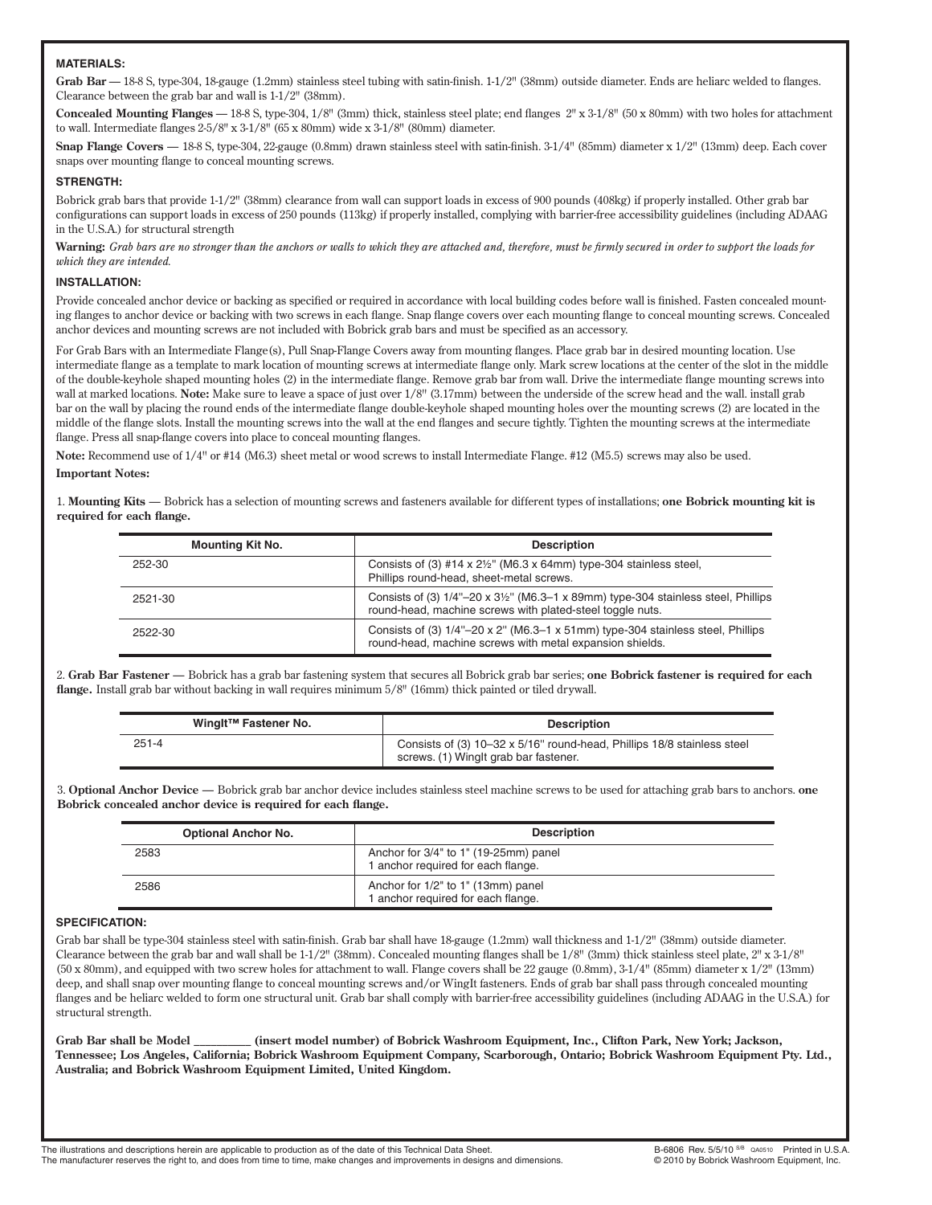### MATERIALS:

**Grab Bar —** 18-8 S, type-304, 18-gauge (1.2mm) stainless steel tubing with satin-finish. 1-1/2" (38mm) outside diameter. Ends are heliarc welded to flanges. Clearance between the grab bar and wall is 1-1/2" (38mm).

**Concealed Mounting Flanges —** 18-8 S, type-304, 1/8" (3mm) thick, stainless steel plate; end flanges 2" x 3-1/8" (50 x 80mm) with two holes for attachment to wall. Intermediate flanges 2-5/8" x 3-1/8" (65 x 80mm) wide x 3-1/8" (80mm) diameter.

**Snap Flange Covers —** 18-8 S, type-304, 22-gauge (0.8mm) drawn stainless steel with satin-finish. 3-1/4" (85mm) diameter x 1/2" (13mm) deep. Each cover snaps over mounting flange to conceal mounting screws.

### STRENGTH:

Bobrick grab bars that provide 1-1/2" (38mm) clearance from wall can support loads in excess of 900 pounds (408kg) if properly installed. Other grab bar configurations can support loads in excess of 250 pounds (113kg) if properly installed, complying with barrier-free accessibility guidelines (including ADAAG in the U.S.A.) for structural strength

**Warning:** *Grab bars are no stronger than the anchors or walls to which they are attached and, therefore, must be firmly secured in order to support the loads for which they are intended.*

### INSTALLATION:

Provide concealed anchor device or backing as specified or required in accordance with local building codes before wall is finished. Fasten concealed mounting flanges to anchor device or backing with two screws in each flange. Snap flange covers over each mounting flange to conceal mounting screws. Concealed anchor devices and mounting screws are not included with Bobrick grab bars and must be specified as an accessory.

For Grab Bars with an Intermediate Flange(s), Pull Snap-Flange Covers away from mounting flanges. Place grab bar in desired mounting location. Use intermediate flange as a template to mark location of mounting screws at intermediate flange only. Mark screw locations at the center of the slot in the middle of the double-keyhole shaped mounting holes (2) in the intermediate flange. Remove grab bar from wall. Drive the intermediate flange mounting screws into wall at marked locations. **Note:** Make sure to leave a space of just over 1/8" (3.17mm) between the underside of the screw head and the wall. install grab bar on the wall by placing the round ends of the intermediate flange double-keyhole shaped mounting holes over the mounting screws (2) are located in the middle of the flange slots. Install the mounting screws into the wall at the end flanges and secure tightly. Tighten the mounting screws at the intermediate flange. Press all snap-flange covers into place to conceal mounting flanges.

**Note:** Recommend use of 1/4" or #14 (M6.3) sheet metal or wood screws to install Intermediate Flange. #12 (M5.5) screws may also be used.

**Important Notes:**

1. **Mounting Kits —** Bobrick has a selection of mounting screws and fasteners available for different types of installations; **one Bobrick mounting kit is required for each flange.**

| Mounting Kit No. | Description |
|---|---|
| 252-30 | Consists of (3) #14 x 2½" (M6.3 x 64mm) type-304 stainless steel, Phillips round-head, sheet-metal screws. |
| 2521-30 | Consists of (3) 1/4"–20 x 3½" (M6.3–1 x 89mm) type-304 stainless steel, Phillips round-head, machine screws with plated-steel toggle nuts. |
| 2522-30 | Consists of (3) 1/4"–20 x 2" (M6.3–1 x 51mm) type-304 stainless steel, Phillips round-head, machine screws with metal expansion shields. |

2. **Grab Bar Fastener —** Bobrick has a grab bar fastening system that secures all Bobrick grab bar series; **one Bobrick fastener is required for each flange.** Install grab bar without backing in wall requires minimum 5/8" (16mm) thick painted or tiled drywall.

| WingIt™ Fastener No. | Description |
|---|---|
| 251-4 | Consists of (3) 10–32 x 5/16" round-head, Phillips 18/8 stainless steel screws. (1) WingIt grab bar fastener. |

3. **Optional Anchor Device —** Bobrick grab bar anchor device includes stainless steel machine screws to be used for attaching grab bars to anchors. **one Bobrick concealed anchor device is required for each flange.**

| Optional Anchor No. | Description |
|---|---|
| 2583 | Anchor for 3/4" to 1" (19-25mm) panel<br>1 anchor required for each flange. |
| 2586 | Anchor for 1/2" to 1" (13mm) panel<br>1 anchor required for each flange. |

### SPECIFICATION:

Grab bar shall be type-304 stainless steel with satin-finish. Grab bar shall have 18-gauge (1.2mm) wall thickness and 1-1/2" (38mm) outside diameter. Clearance between the grab bar and wall shall be 1-1/2" (38mm). Concealed mounting flanges shall be 1/8" (3mm) thick stainless steel plate, 2" x 3-1/8" (50 x 80mm), and equipped with two screw holes for attachment to wall. Flange covers shall be 22 gauge (0.8mm), 3-1/4" (85mm) diameter x 1/2" (13mm) deep, and shall snap over mounting flange to conceal mounting screws and/or WingIt fasteners. Ends of grab bar shall pass through concealed mounting flanges and be heliarc welded to form one structural unit. Grab bar shall comply with barrier-free accessibility guidelines (including ADAAG in the U.S.A.) for structural strength.

**Grab Bar shall be Model _________ (insert model number) of Bobrick Washroom Equipment, Inc., Clifton Park, New York; Jackson, Tennessee; Los Angeles, California; Bobrick Washroom Equipment Company, Scarborough, Ontario; Bobrick Washroom Equipment Pty. Ltd., Australia; and Bobrick Washroom Equipment Limited, United Kingdom.**

The illustrations and descriptions herein are applicable to production as of the date of this Technical Data Sheet.
The manufacturer reserves the right to, and does from time to time, make changes and improvements in designs and dimensions.

B-6806 Rev. 5/5/10 S/B QA0510 Printed in U.S.A.
© 2010 by Bobrick Washroom Equipment, Inc.